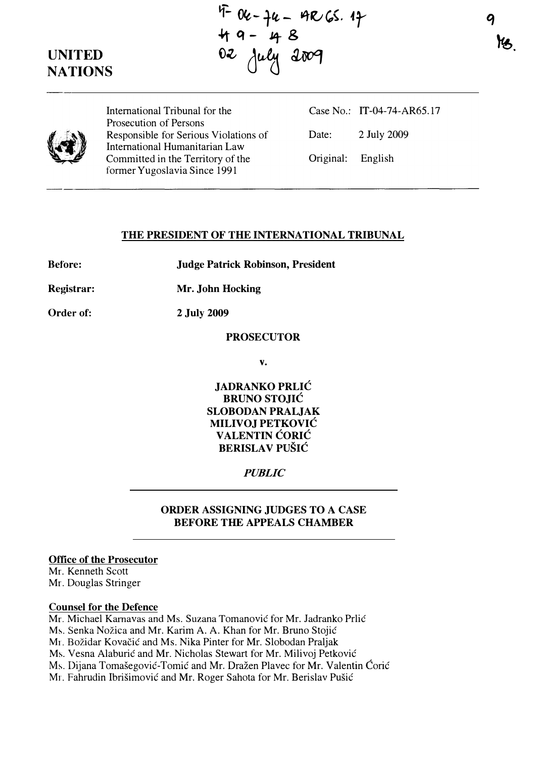IT-04-74-AR65.17
49 - 48
02 July 2009

UNITED NATIONS

International Tribunal for the Prosecution of Persons Responsible for Serious Violations of International Humanitarian Law Committed in the Territory of the former Yugoslavia Since 1991

Case No.: IT-04-74-AR65.17

Date: 2 July 2009

Original: English

## THE PRESIDENT OF THE INTERNATIONAL TRIBUNAL

**Before:** **Judge Patrick Robinson, President**

**Registrar:** **Mr. John Hocking**

**Order of:** **2 July 2009**

**PROSECUTOR**

**v.**

**JADRANKO PRLIĆ**
**BRUNO STOJIĆ**
**SLOBODAN PRALJAK**
**MILIVOJ PETKOVIĆ**
**VALENTIN ĆORIĆ**
**BERISLAV PUŠIĆ**

***PUBLIC***

## ORDER ASSIGNING JUDGES TO A CASE BEFORE THE APPEALS CHAMBER

**Office of the Prosecutor**

Mr. Kenneth Scott
Mr. Douglas Stringer

**Counsel for the Defence**

Mr. Michael Karnavas and Ms. Suzana Tomanović for Mr. Jadranko Prlić
Ms. Senka Nožica and Mr. Karim A. A. Khan for Mr. Bruno Stojić
Mr. Božidar Kovačić and Ms. Nika Pinter for Mr. Slobodan Praljak
Ms. Vesna Alaburić and Mr. Nicholas Stewart for Mr. Milivoj Petković
Ms. Dijana Tomašegović-Tomić and Mr. Dražen Plavec for Mr. Valentin Ćorić
Mr. Fahrudin Ibrišimović and Mr. Roger Sahota for Mr. Berislav Pušić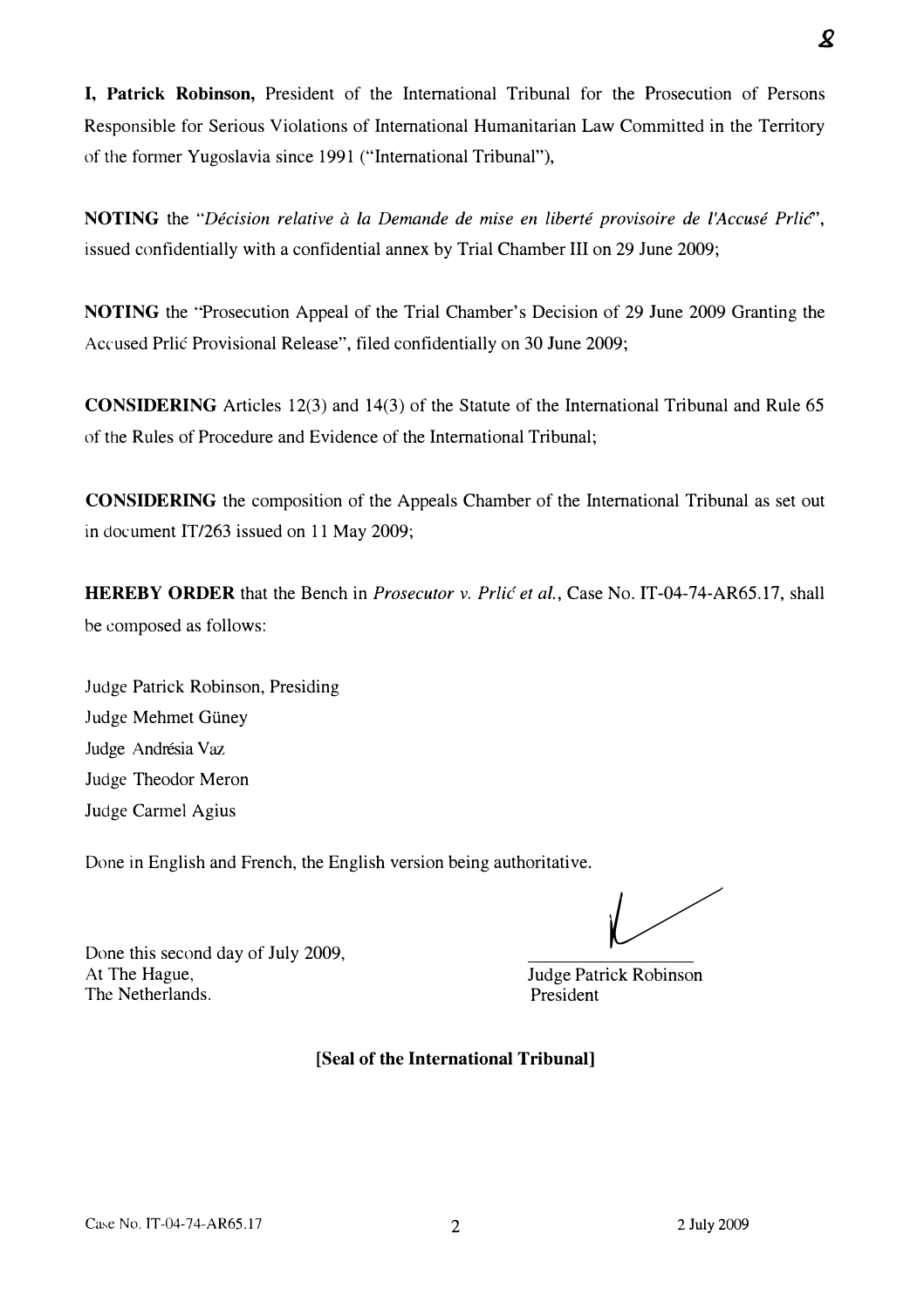**I, Patrick Robinson,** President of the International Tribunal for the Prosecution of Persons Responsible for Serious Violations of International Humanitarian Law Committed in the Territory of the former Yugoslavia since 1991 ("International Tribunal"),

**NOTING** the "*Décision relative à la Demande de mise en liberté provisoire de l'Accusé Prlić*", issued confidentially with a confidential annex by Trial Chamber III on 29 June 2009;

**NOTING** the "Prosecution Appeal of the Trial Chamber's Decision of 29 June 2009 Granting the Accused Prlić Provisional Release", filed confidentially on 30 June 2009;

**CONSIDERING** Articles 12(3) and 14(3) of the Statute of the International Tribunal and Rule 65 of the Rules of Procedure and Evidence of the International Tribunal;

**CONSIDERING** the composition of the Appeals Chamber of the International Tribunal as set out in document IT/263 issued on 11 May 2009;

**HEREBY ORDER** that the Bench in *Prosecutor v. Prlić et al.*, Case No. IT-04-74-AR65.17, shall be composed as follows:

Judge Patrick Robinson, Presiding
Judge Mehmet Güney
Judge Andrésia Vaz
Judge Theodor Meron
Judge Carmel Agius

Done in English and French, the English version being authoritative.

Done this second day of July 2009,
At The Hague,
The Netherlands.

Judge Patrick Robinson
President

**[Seal of the International Tribunal]**